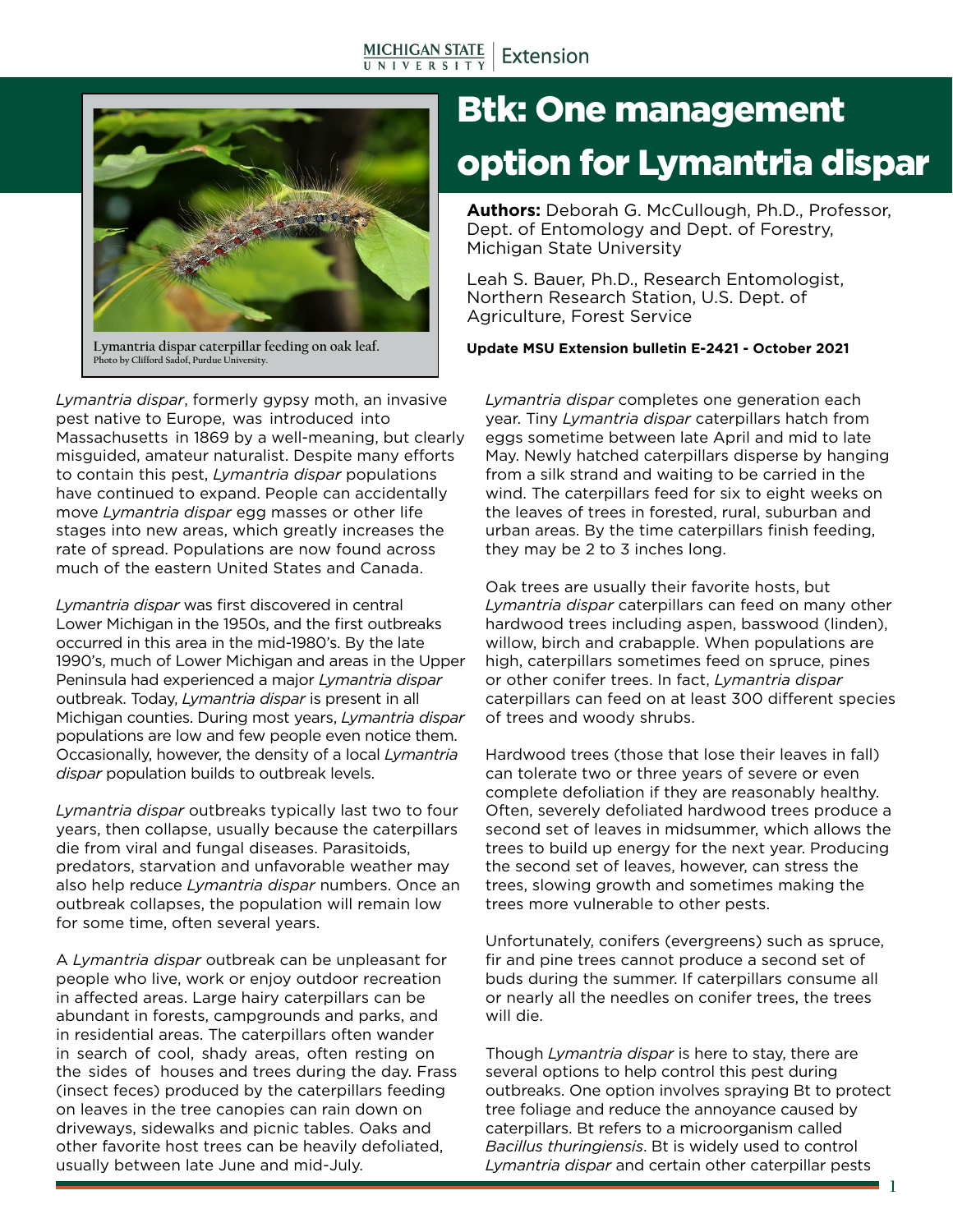# Btk: One management option for Lymantria dispar

**Authors:** Deborah G. McCullough, Ph.D., Professor, Dept. of Entomology and Dept. of Forestry, Michigan State University

Leah S. Bauer, Ph.D., Research Entomologist, Northern Research Station, U.S. Dept. of Agriculture, Forest Service

**Update MSU Extension bulletin E-2421 - October 2021**

Lymantria dispar caterpillar feeding on oak leaf.
Photo by Clifford Sadof, Purdue University.

*Lymantria dispar*, formerly gypsy moth, an invasive pest native to Europe, was introduced into Massachusetts in 1869 by a well-meaning, but clearly misguided, amateur naturalist. Despite many efforts to contain this pest, *Lymantria dispar* populations have continued to expand. People can accidentally move *Lymantria dispar* egg masses or other life stages into new areas, which greatly increases the rate of spread. Populations are now found across much of the eastern United States and Canada.

*Lymantria dispar* was first discovered in central Lower Michigan in the 1950s, and the first outbreaks occurred in this area in the mid-1980's. By the late 1990's, much of Lower Michigan and areas in the Upper Peninsula had experienced a major *Lymantria dispar* outbreak. Today, *Lymantria dispar* is present in all Michigan counties. During most years, *Lymantria dispar* populations are low and few people even notice them. Occasionally, however, the density of a local *Lymantria dispar* population builds to outbreak levels.

*Lymantria dispar* outbreaks typically last two to four years, then collapse, usually because the caterpillars die from viral and fungal diseases. Parasitoids, predators, starvation and unfavorable weather may also help reduce *Lymantria dispar* numbers. Once an outbreak collapses, the population will remain low for some time, often several years.

A *Lymantria dispar* outbreak can be unpleasant for people who live, work or enjoy outdoor recreation in affected areas. Large hairy caterpillars can be abundant in forests, campgrounds and parks, and in residential areas. The caterpillars often wander in search of cool, shady areas, often resting on the sides of houses and trees during the day. Frass (insect feces) produced by the caterpillars feeding on leaves in the tree canopies can rain down on driveways, sidewalks and picnic tables. Oaks and other favorite host trees can be heavily defoliated, usually between late June and mid-July.

*Lymantria dispar* completes one generation each year. Tiny *Lymantria dispar* caterpillars hatch from eggs sometime between late April and mid to late May. Newly hatched caterpillars disperse by hanging from a silk strand and waiting to be carried in the wind. The caterpillars feed for six to eight weeks on the leaves of trees in forested, rural, suburban and urban areas. By the time caterpillars finish feeding, they may be 2 to 3 inches long.

Oak trees are usually their favorite hosts, but *Lymantria dispar* caterpillars can feed on many other hardwood trees including aspen, basswood (linden), willow, birch and crabapple. When populations are high, caterpillars sometimes feed on spruce, pines or other conifer trees. In fact, *Lymantria dispar* caterpillars can feed on at least 300 different species of trees and woody shrubs.

Hardwood trees (those that lose their leaves in fall) can tolerate two or three years of severe or even complete defoliation if they are reasonably healthy. Often, severely defoliated hardwood trees produce a second set of leaves in midsummer, which allows the trees to build up energy for the next year. Producing the second set of leaves, however, can stress the trees, slowing growth and sometimes making the trees more vulnerable to other pests.

Unfortunately, conifers (evergreens) such as spruce, fir and pine trees cannot produce a second set of buds during the summer. If caterpillars consume all or nearly all the needles on conifer trees, the trees will die.

Though *Lymantria dispar* is here to stay, there are several options to help control this pest during outbreaks. One option involves spraying Bt to protect tree foliage and reduce the annoyance caused by caterpillars. Bt refers to a microorganism called *Bacillus thuringiensis*. Bt is widely used to control *Lymantria dispar* and certain other caterpillar pests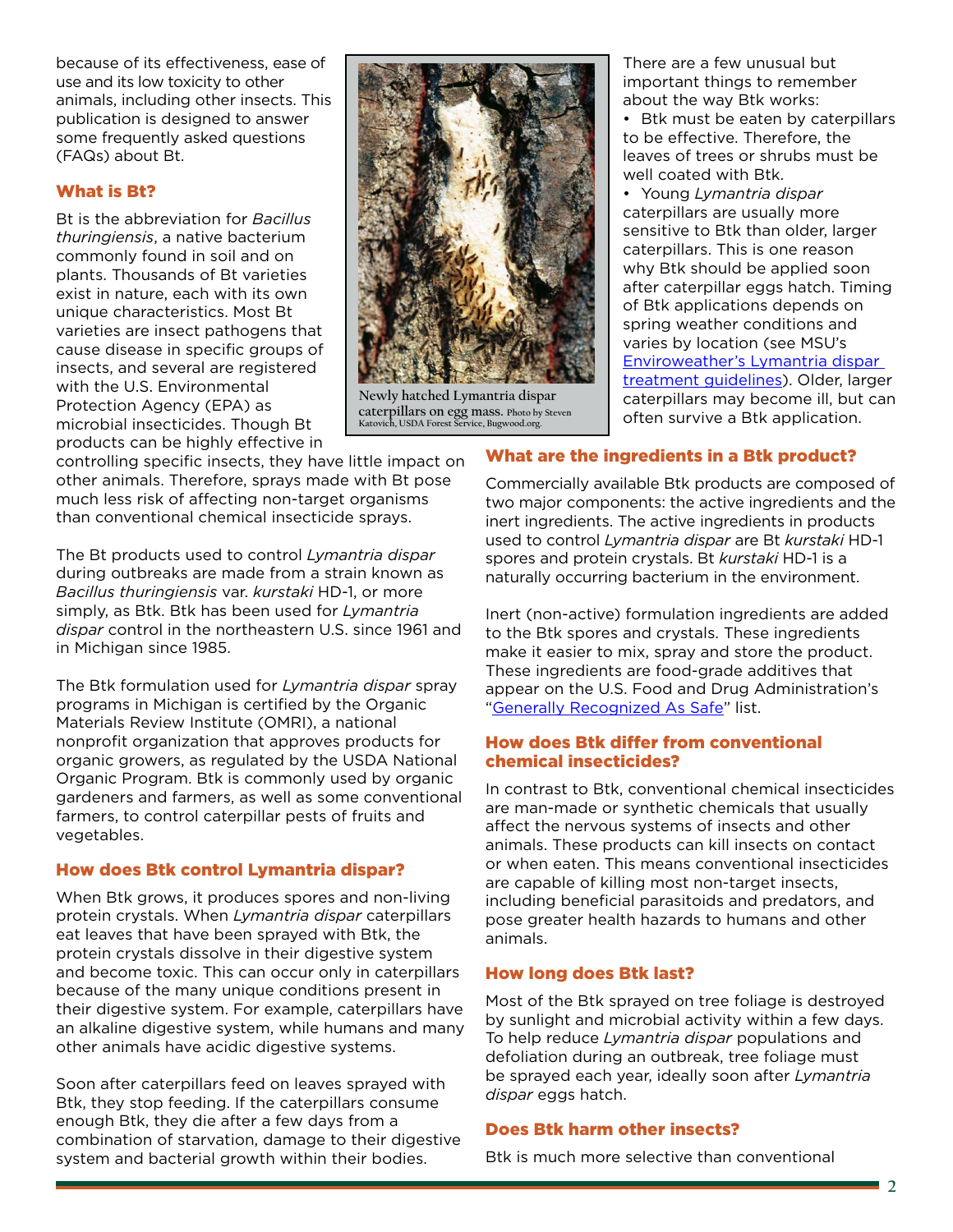because of its effectiveness, ease of use and its low toxicity to other animals, including other insects. This publication is designed to answer some frequently asked questions (FAQs) about Bt.

## What is Bt?

Bt is the abbreviation for *Bacillus thuringiensis*, a native bacterium commonly found in soil and on plants. Thousands of Bt varieties exist in nature, each with its own unique characteristics. Most Bt varieties are insect pathogens that cause disease in specific groups of insects, and several are registered with the U.S. Environmental Protection Agency (EPA) as microbial insecticides. Though Bt products can be highly effective in controlling specific insects, they have little impact on other animals. Therefore, sprays made with Bt pose much less risk of affecting non-target organisms than conventional chemical insecticide sprays.

Newly hatched Lymantria dispar caterpillars on egg mass. Photo by Steven Katovich, USDA Forest Service, Bugwood.org.

The Bt products used to control *Lymantria dispar* during outbreaks are made from a strain known as *Bacillus thuringiensis* var. *kurstaki* HD-1, or more simply, as Btk. Btk has been used for *Lymantria dispar* control in the northeastern U.S. since 1961 and in Michigan since 1985.

The Btk formulation used for *Lymantria dispar* spray programs in Michigan is certified by the Organic Materials Review Institute (OMRI), a national nonprofit organization that approves products for organic growers, as regulated by the USDA National Organic Program. Btk is commonly used by organic gardeners and farmers, as well as some conventional farmers, to control caterpillar pests of fruits and vegetables.

## How does Btk control Lymantria dispar?

When Btk grows, it produces spores and non-living protein crystals. When *Lymantria dispar* caterpillars eat leaves that have been sprayed with Btk, the protein crystals dissolve in their digestive system and become toxic. This can occur only in caterpillars because of the many unique conditions present in their digestive system. For example, caterpillars have an alkaline digestive system, while humans and many other animals have acidic digestive systems.

Soon after caterpillars feed on leaves sprayed with Btk, they stop feeding. If the caterpillars consume enough Btk, they die after a few days from a combination of starvation, damage to their digestive system and bacterial growth within their bodies.

There are a few unusual but important things to remember about the way Btk works:

- Btk must be eaten by caterpillars to be effective. Therefore, the leaves of trees or shrubs must be well coated with Btk.
- Young *Lymantria dispar* caterpillars are usually more sensitive to Btk than older, larger caterpillars. This is one reason why Btk should be applied soon after caterpillar eggs hatch. Timing of Btk applications depends on spring weather conditions and varies by location (see MSU's Enviroweather's Lymantria dispar treatment guidelines). Older, larger caterpillars may become ill, but can often survive a Btk application.

## What are the ingredients in a Btk product?

Commercially available Btk products are composed of two major components: the active ingredients and the inert ingredients. The active ingredients in products used to control *Lymantria dispar* are Bt *kurstaki* HD-1 spores and protein crystals. Bt *kurstaki* HD-1 is a naturally occurring bacterium in the environment.

Inert (non-active) formulation ingredients are added to the Btk spores and crystals. These ingredients make it easier to mix, spray and store the product. These ingredients are food-grade additives that appear on the U.S. Food and Drug Administration's "Generally Recognized As Safe" list.

## How does Btk differ from conventional chemical insecticides?

In contrast to Btk, conventional chemical insecticides are man-made or synthetic chemicals that usually affect the nervous systems of insects and other animals. These products can kill insects on contact or when eaten. This means conventional insecticides are capable of killing most non-target insects, including beneficial parasitoids and predators, and pose greater health hazards to humans and other animals.

## How long does Btk last?

Most of the Btk sprayed on tree foliage is destroyed by sunlight and microbial activity within a few days. To help reduce *Lymantria dispar* populations and defoliation during an outbreak, tree foliage must be sprayed each year, ideally soon after *Lymantria dispar* eggs hatch.

## Does Btk harm other insects?

Btk is much more selective than conventional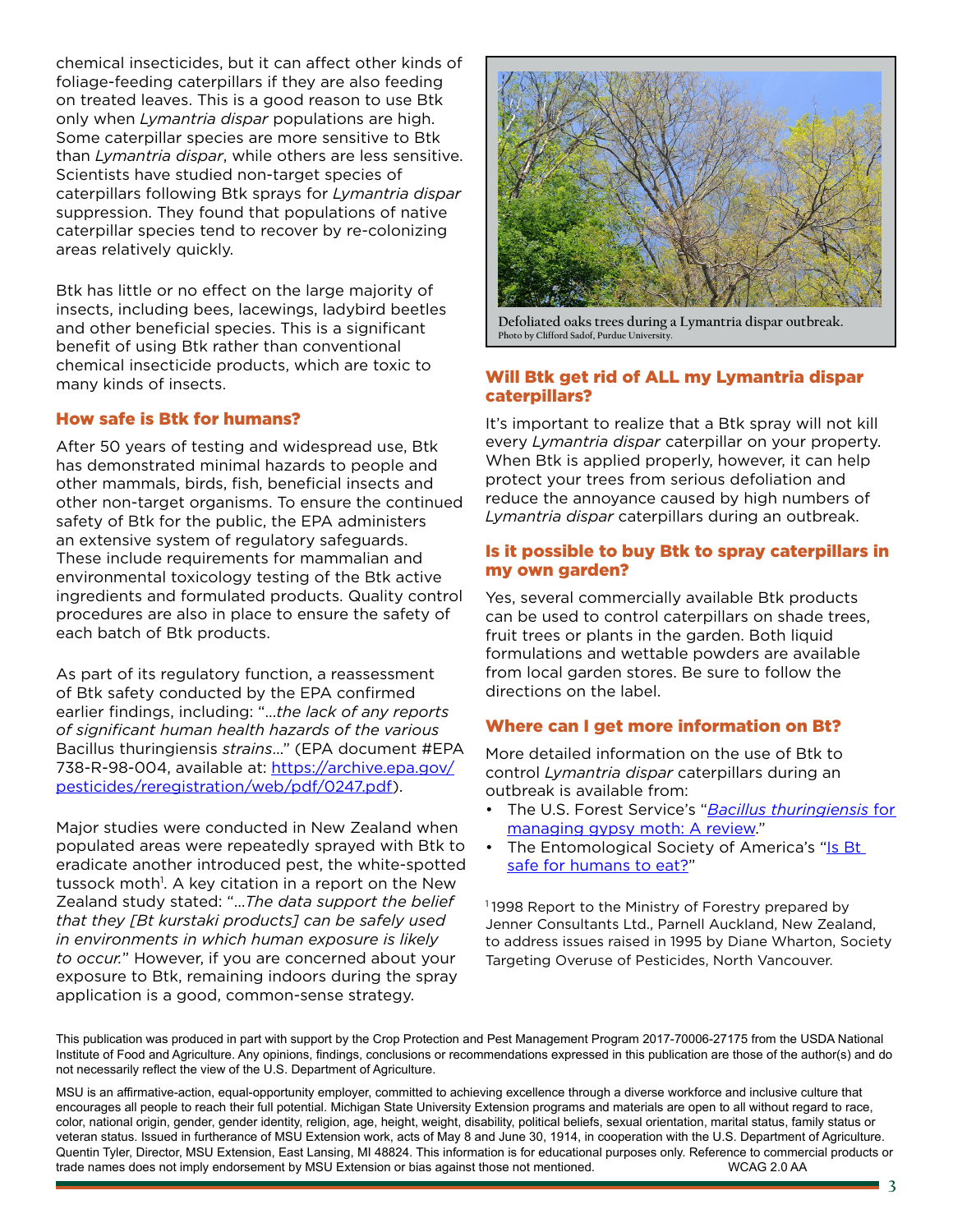chemical insecticides, but it can affect other kinds of foliage-feeding caterpillars if they are also feeding on treated leaves. This is a good reason to use Btk only when *Lymantria dispar* populations are high. Some caterpillar species are more sensitive to Btk than *Lymantria dispar*, while others are less sensitive. Scientists have studied non-target species of caterpillars following Btk sprays for *Lymantria dispar* suppression. They found that populations of native caterpillar species tend to recover by re-colonizing areas relatively quickly.

Btk has little or no effect on the large majority of insects, including bees, lacewings, ladybird beetles and other beneficial species. This is a significant benefit of using Btk rather than conventional chemical insecticide products, which are toxic to many kinds of insects.

## How safe is Btk for humans?

After 50 years of testing and widespread use, Btk has demonstrated minimal hazards to people and other mammals, birds, fish, beneficial insects and other non-target organisms. To ensure the continued safety of Btk for the public, the EPA administers an extensive system of regulatory safeguards. These include requirements for mammalian and environmental toxicology testing of the Btk active ingredients and formulated products. Quality control procedures are also in place to ensure the safety of each batch of Btk products.

As part of its regulatory function, a reassessment of Btk safety conducted by the EPA confirmed earlier findings, including: "...*the lack of any reports of significant human health hazards of the various* Bacillus thuringiensis *strains*..." (EPA document #EPA 738-R-98-004, available at: https://archive.epa.gov/pesticides/reregistration/web/pdf/0247.pdf).

Major studies were conducted in New Zealand when populated areas were repeatedly sprayed with Btk to eradicate another introduced pest, the white-spotted tussock moth[1]. A key citation in a report on the New Zealand study stated: "...*The data support the belief that they [Bt kurstaki products] can be safely used in environments in which human exposure is likely to occur.*" However, if you are concerned about your exposure to Btk, remaining indoors during the spray application is a good, common-sense strategy.

Defoliated oaks trees during a Lymantria dispar outbreak.
Photo by Clifford Sadof, Purdue University.

## Will Btk get rid of ALL my Lymantria dispar caterpillars?

It's important to realize that a Btk spray will not kill every *Lymantria dispar* caterpillar on your property. When Btk is applied properly, however, it can help protect your trees from serious defoliation and reduce the annoyance caused by high numbers of *Lymantria dispar* caterpillars during an outbreak.

## Is it possible to buy Btk to spray caterpillars in my own garden?

Yes, several commercially available Btk products can be used to control caterpillars on shade trees, fruit trees or plants in the garden. Both liquid formulations and wettable powders are available from local garden stores. Be sure to follow the directions on the label.

## Where can I get more information on Bt?

More detailed information on the use of Btk to control *Lymantria dispar* caterpillars during an outbreak is available from:

- The U.S. Forest Service's "*Bacillus thuringiensis* for managing gypsy moth: A review."
- The Entomological Society of America's "Is Bt safe for humans to eat?"

[1] 1998 Report to the Ministry of Forestry prepared by Jenner Consultants Ltd., Parnell Auckland, New Zealand, to address issues raised in 1995 by Diane Wharton, Society Targeting Overuse of Pesticides, North Vancouver.

This publication was produced in part with support by the Crop Protection and Pest Management Program 2017-70006-27175 from the USDA National Institute of Food and Agriculture. Any opinions, findings, conclusions or recommendations expressed in this publication are those of the author(s) and do not necessarily reflect the view of the U.S. Department of Agriculture.

MSU is an affirmative-action, equal-opportunity employer, committed to achieving excellence through a diverse workforce and inclusive culture that encourages all people to reach their full potential. Michigan State University Extension programs and materials are open to all without regard to race, color, national origin, gender, gender identity, religion, age, height, weight, disability, political beliefs, sexual orientation, marital status, family status or veteran status. Issued in furtherance of MSU Extension work, acts of May 8 and June 30, 1914, in cooperation with the U.S. Department of Agriculture. Quentin Tyler, Director, MSU Extension, East Lansing, MI 48824. This information is for educational purposes only. Reference to commercial products or trade names does not imply endorsement by MSU Extension or bias against those not mentioned. WCAG 2.0 AA